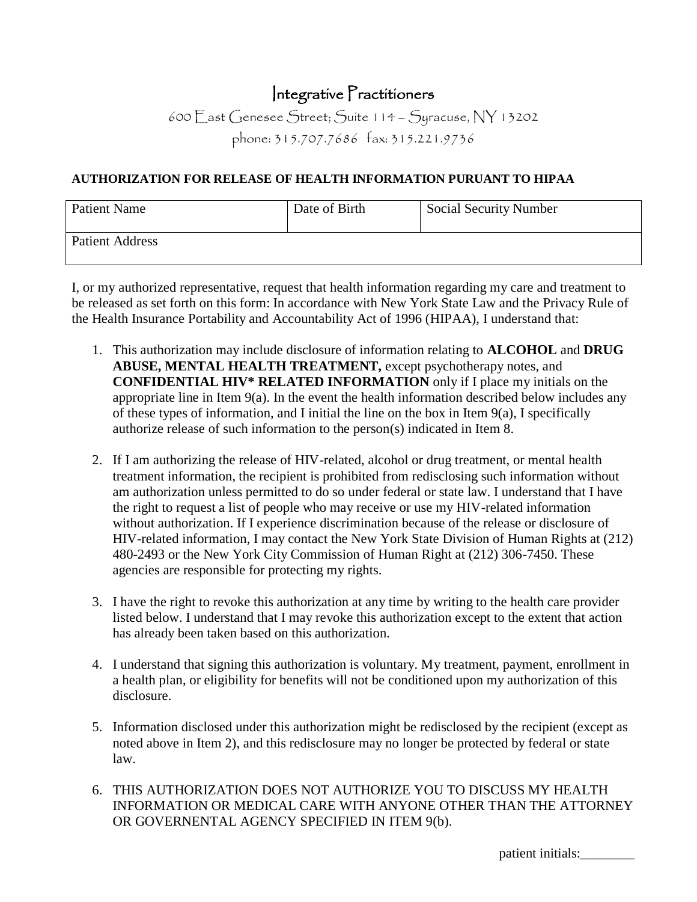# Integrative Practitioners

600 East Genesee Street; Suite 114 – Syracuse, NY 13202

phone: 315.707.7686 fax: 315.221.9736

**AUTHORIZATION FOR RELEASE OF HEALTH INFORMATION PURUANT TO HIPAA**

| Patient Name | Date of Birth | Social Security Number |
|---|---|---|
| Patient Address | | |

I, or my authorized representative, request that health information regarding my care and treatment to be released as set forth on this form: In accordance with New York State Law and the Privacy Rule of the Health Insurance Portability and Accountability Act of 1996 (HIPAA), I understand that:

1. This authorization may include disclosure of information relating to **ALCOHOL** and **DRUG ABUSE, MENTAL HEALTH TREATMENT,** except psychotherapy notes, and **CONFIDENTIAL HIV* RELATED INFORMATION** only if I place my initials on the appropriate line in Item 9(a). In the event the health information described below includes any of these types of information, and I initial the line on the box in Item 9(a), I specifically authorize release of such information to the person(s) indicated in Item 8.

2. If I am authorizing the release of HIV-related, alcohol or drug treatment, or mental health treatment information, the recipient is prohibited from redisclosing such information without am authorization unless permitted to do so under federal or state law. I understand that I have the right to request a list of people who may receive or use my HIV-related information without authorization. If I experience discrimination because of the release or disclosure of HIV-related information, I may contact the New York State Division of Human Rights at (212) 480-2493 or the New York City Commission of Human Right at (212) 306-7450. These agencies are responsible for protecting my rights.

3. I have the right to revoke this authorization at any time by writing to the health care provider listed below. I understand that I may revoke this authorization except to the extent that action has already been taken based on this authorization.

4. I understand that signing this authorization is voluntary. My treatment, payment, enrollment in a health plan, or eligibility for benefits will not be conditioned upon my authorization of this disclosure.

5. Information disclosed under this authorization might be redisclosed by the recipient (except as noted above in Item 2), and this redisclosure may no longer be protected by federal or state law.

6. THIS AUTHORIZATION DOES NOT AUTHORIZE YOU TO DISCUSS MY HEALTH INFORMATION OR MEDICAL CARE WITH ANYONE OTHER THAN THE ATTORNEY OR GOVERNENTAL AGENCY SPECIFIED IN ITEM 9(b).

patient initials:________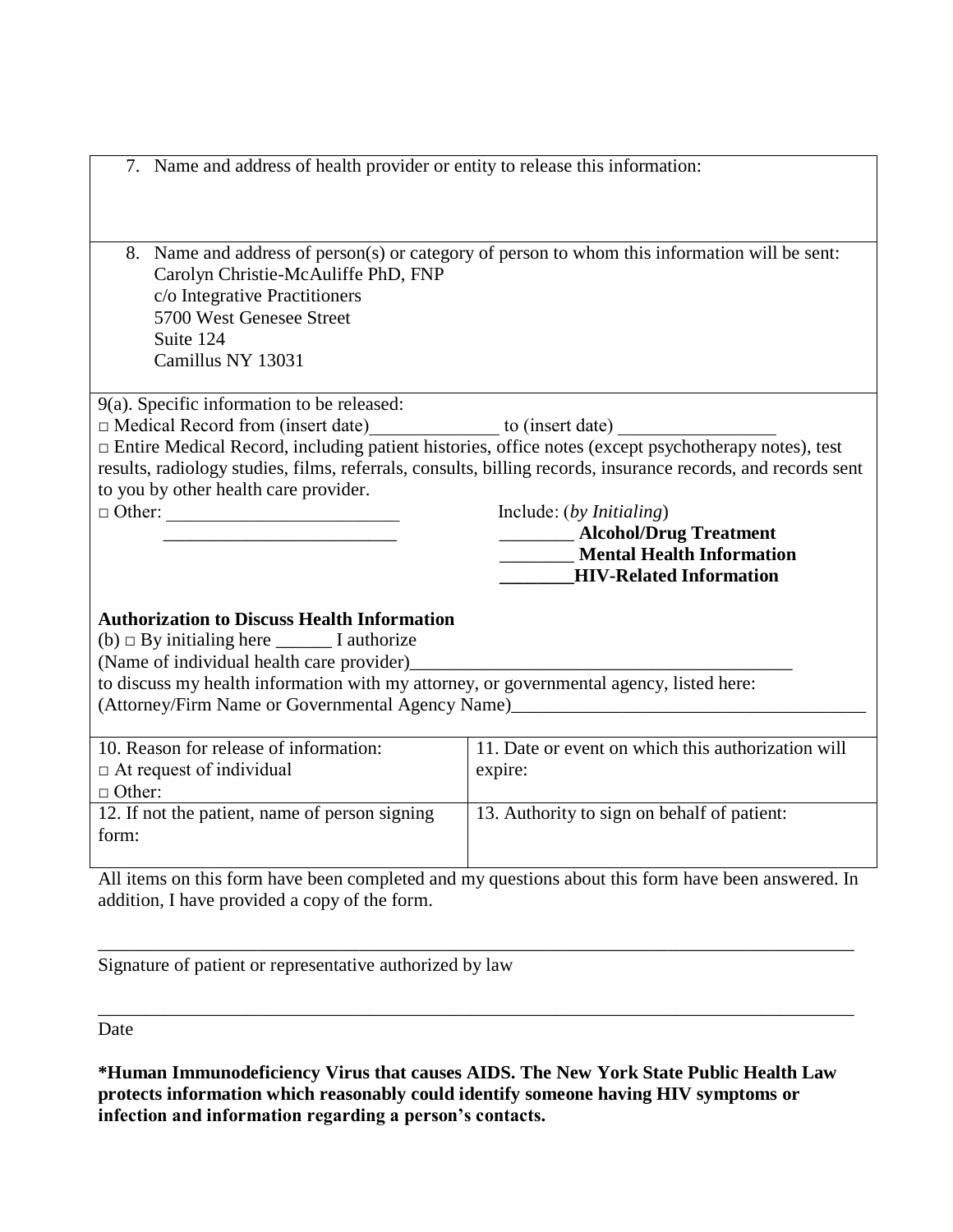7. Name and address of health provider or entity to release this information:

8. Name and address of person(s) or category of person to whom this information will be sent:
   Carolyn Christie-McAuliffe PhD, FNP
   c/o Integrative Practitioners
   5700 West Genesee Street
   Suite 124
   Camillus NY 13031

9(a). Specific information to be released:

□ Medical Record from (insert date)______________ to (insert date) _________________

□ Entire Medical Record, including patient histories, office notes (except psychotherapy notes), test results, radiology studies, films, referrals, consults, billing records, insurance records, and records sent to you by other health care provider.

□ Other: _________________________
_________________________

Include: (*by Initialing*)
________ **Alcohol/Drug Treatment**
________ **Mental Health Information**
________**HIV-Related Information**

**Authorization to Discuss Health Information**

(b) □ By initialing here ______ I authorize
(Name of individual health care provider)_________________________________________
to discuss my health information with my attorney, or governmental agency, listed here:
(Attorney/Firm Name or Governmental Agency Name)______________________________________

| | |
|---|---|
| 10. Reason for release of information:<br>□ At request of individual<br>□ Other: | 11. Date or event on which this authorization will expire: |
| 12. If not the patient, name of person signing form: | 13. Authority to sign on behalf of patient: |

All items on this form have been completed and my questions about this form have been answered. In addition, I have provided a copy of the form.

___________________________________________________________________________________
Signature of patient or representative authorized by law

___________________________________________________________________________________
Date

**\*Human Immunodeficiency Virus that causes AIDS. The New York State Public Health Law protects information which reasonably could identify someone having HIV symptoms or infection and information regarding a person's contacts.**